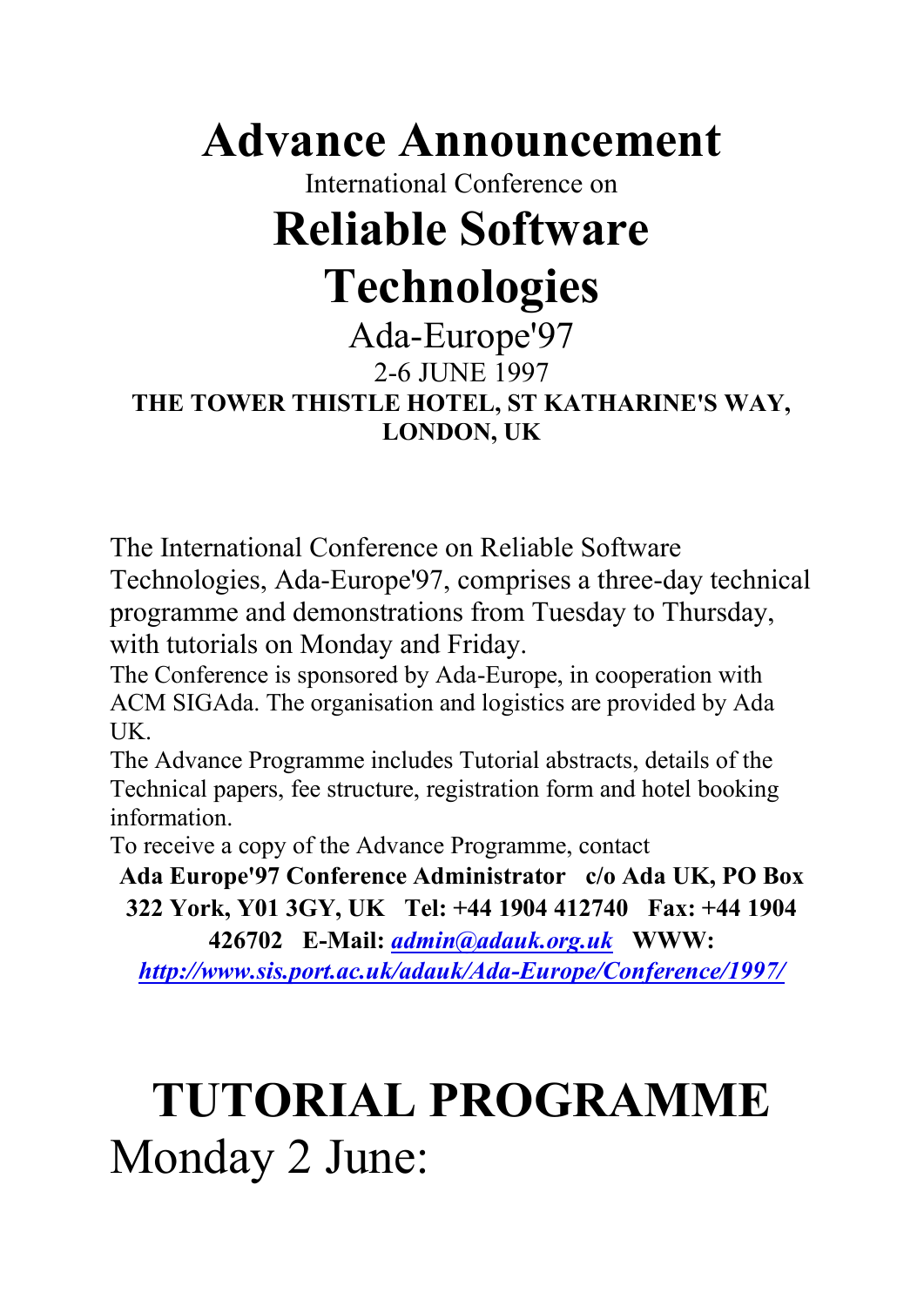# Advance Announcement

International Conference on

# Reliable Software Technologies

Ada-Europe'97

2-6 JUNE 1997

**THE TOWER THISTLE HOTEL, ST KATHARINE'S WAY, LONDON, UK**

The International Conference on Reliable Software Technologies, Ada-Europe'97, comprises a three-day technical programme and demonstrations from Tuesday to Thursday, with tutorials on Monday and Friday.

The Conference is sponsored by Ada-Europe, in cooperation with ACM SIGAda. The organisation and logistics are provided by Ada UK.

The Advance Programme includes Tutorial abstracts, details of the Technical papers, fee structure, registration form and hotel booking information.

To receive a copy of the Advance Programme, contact

**Ada Europe'97 Conference Administrator c/o Ada UK, PO Box 322 York, Y01 3GY, UK Tel: +44 1904 412740 Fax: +44 1904 426702 E-Mail: *admin@adauk.org.uk* WWW: *http://www.sis.port.ac.uk/adauk/Ada-Europe/Conference/1997/***

# TUTORIAL PROGRAMME

## Monday 2 June: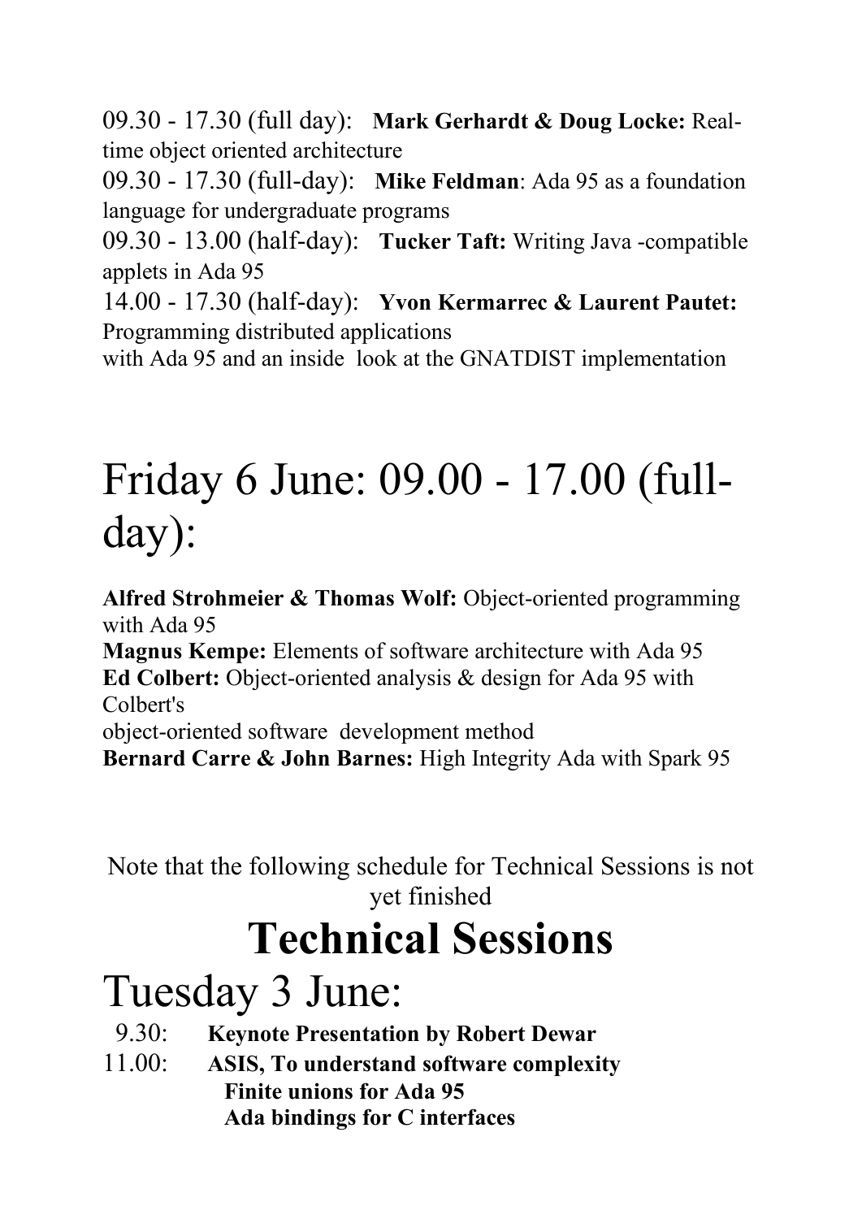09.30 - 17.30 (full day): **Mark Gerhardt & Doug Locke:** Real-time object oriented architecture

09.30 - 17.30 (full-day): **Mike Feldman**: Ada 95 as a foundation language for undergraduate programs

09.30 - 13.00 (half-day): **Tucker Taft:** Writing Java -compatible applets in Ada 95

14.00 - 17.30 (half-day): **Yvon Kermarrec & Laurent Pautet:** Programming distributed applications
with Ada 95 and an inside look at the GNATDIST implementation

# Friday 6 June: 09.00 - 17.00 (full-day):

**Alfred Strohmeier & Thomas Wolf:** Object-oriented programming with Ada 95

**Magnus Kempe:** Elements of software architecture with Ada 95

**Ed Colbert:** Object-oriented analysis & design for Ada 95 with Colbert's
object-oriented software development method

**Bernard Carre & John Barnes:** High Integrity Ada with Spark 95

Note that the following schedule for Technical Sessions is not yet finished

# Technical Sessions

# Tuesday 3 June:

9.30: **Keynote Presentation by Robert Dewar**

11.00: **ASIS, To understand software complexity**
**Finite unions for Ada 95**
**Ada bindings for C interfaces**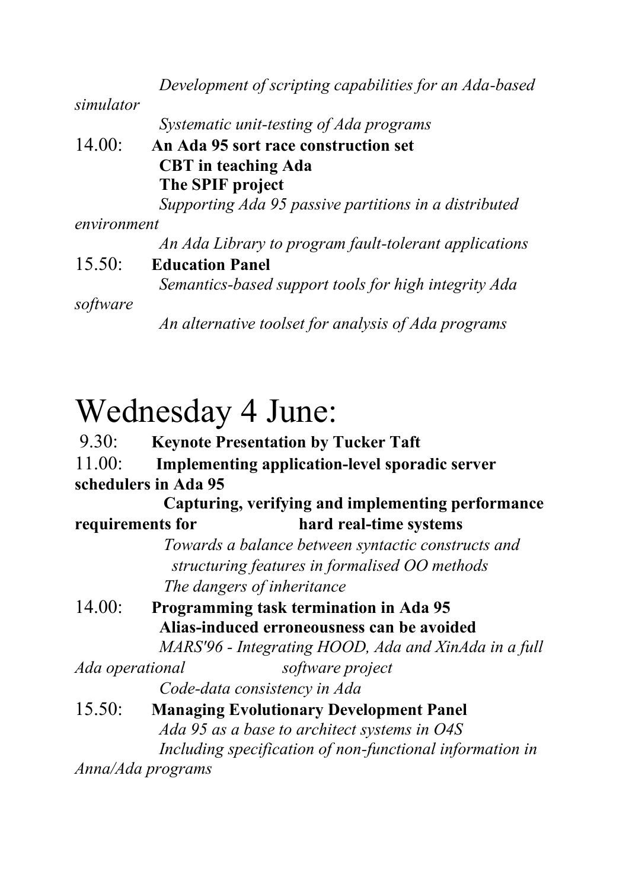*Development of scripting capabilities for an Ada-based simulator*

*Systematic unit-testing of Ada programs*

14.00: **An Ada 95 sort race construction set**

**CBT in teaching Ada**

**The SPIF project**

*Supporting Ada 95 passive partitions in a distributed environment*

*An Ada Library to program fault-tolerant applications*

15.50: **Education Panel**

*Semantics-based support tools for high integrity Ada software*

*An alternative toolset for analysis of Ada programs*

# Wednesday 4 June:

9.30: **Keynote Presentation by Tucker Taft**

11.00: **Implementing application-level sporadic server schedulers in Ada 95**

**Capturing, verifying and implementing performance requirements for hard real-time systems**

*Towards a balance between syntactic constructs and structuring features in formalised OO methods*

*The dangers of inheritance*

14.00: **Programming task termination in Ada 95**

**Alias-induced erroneousness can be avoided**

*MARS'96 - Integrating HOOD, Ada and XinAda in a full Ada operational software project*

*Code-data consistency in Ada*

15.50: **Managing Evolutionary Development Panel**

*Ada 95 as a base to architect systems in O4S*

*Including specification of non-functional information in Anna/Ada programs*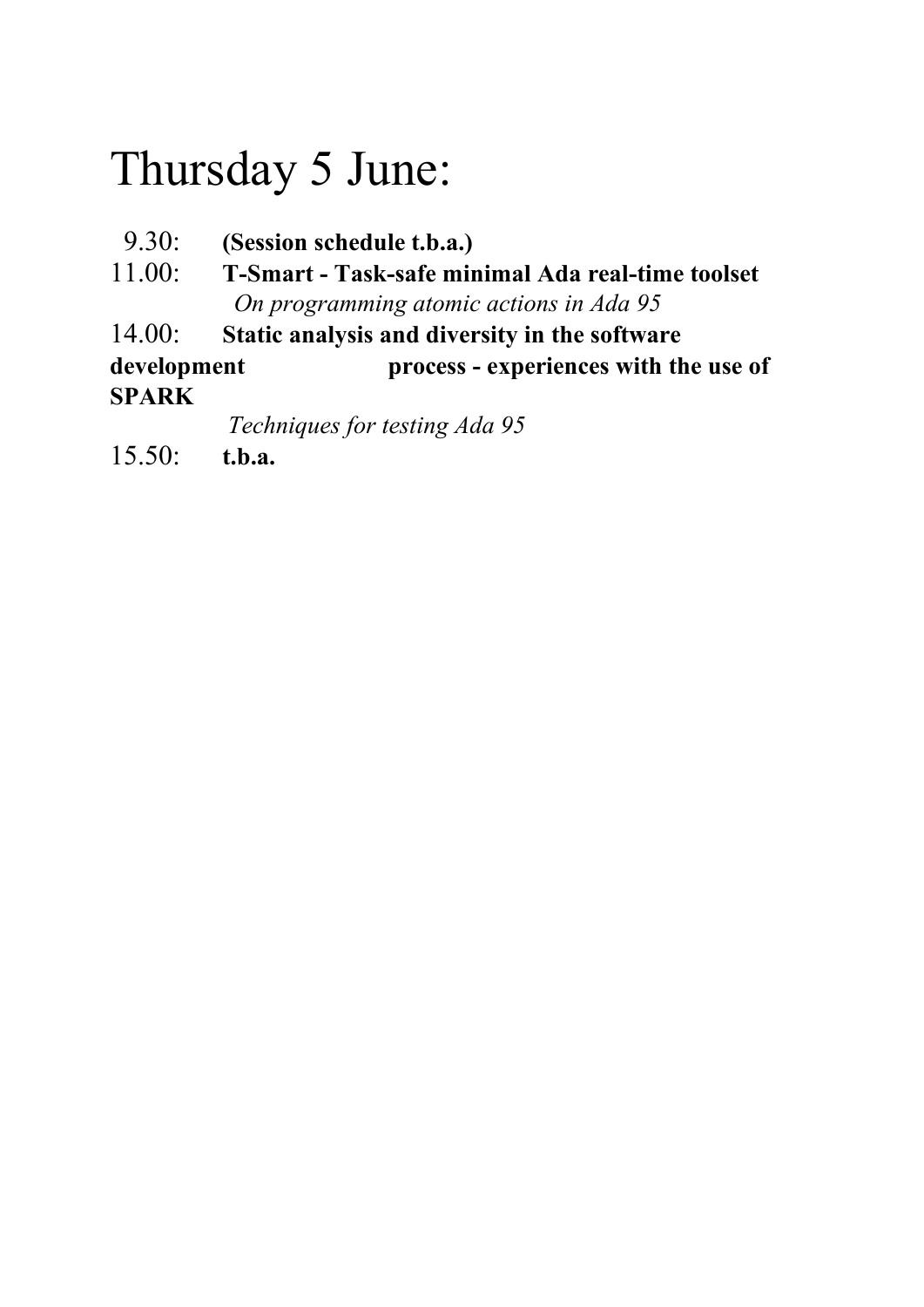# Thursday 5 June:

9.30: **(Session schedule t.b.a.)**

11.00: **T-Smart - Task-safe minimal Ada real-time toolset**
*On programming atomic actions in Ada 95*

14.00: **Static analysis and diversity in the software development process - experiences with the use of SPARK**
*Techniques for testing Ada 95*

15.50: **t.b.a.**